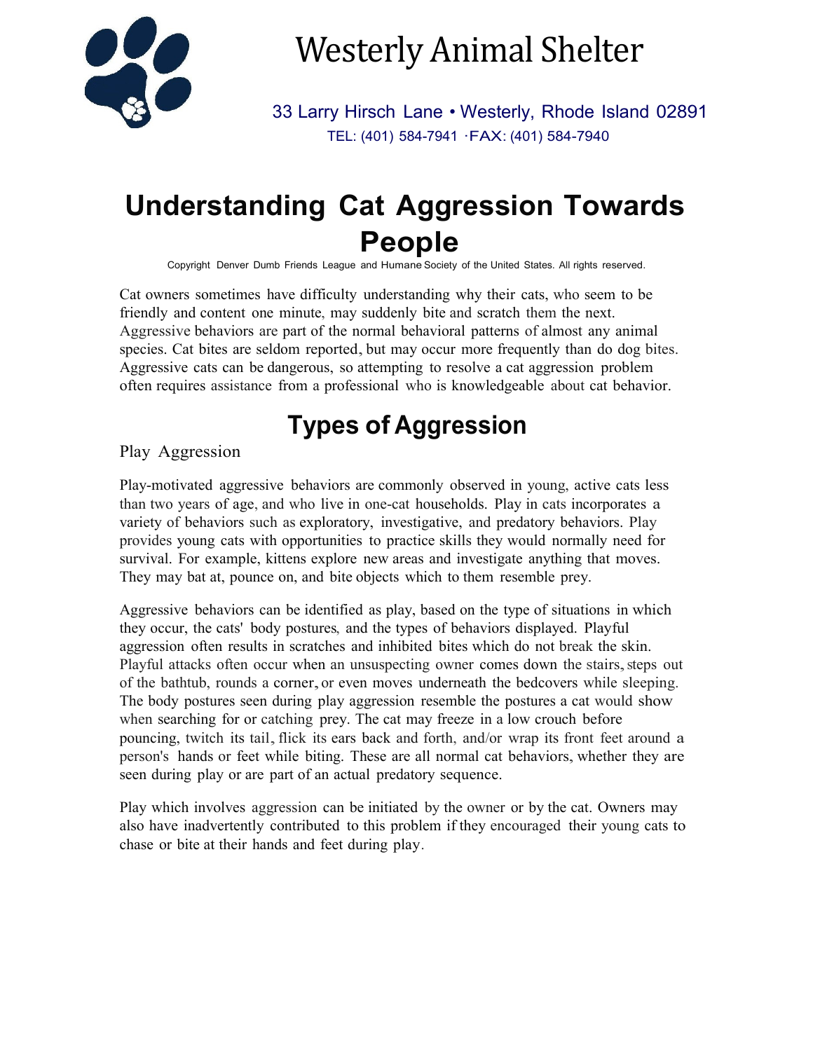# Westerly Animal Shelter

33 Larry Hirsch Lane • Westerly, Rhode Island 02891
TEL: (401) 584-7941 ·FAX: (401) 584-7940

# Understanding Cat Aggression Towards People

Copyright Denver Dumb Friends League and Humane Society of the United States. All rights reserved.

Cat owners sometimes have difficulty understanding why their cats, who seem to be friendly and content one minute, may suddenly bite and scratch them the next. Aggressive behaviors are part of the normal behavioral patterns of almost any animal species. Cat bites are seldom reported, but may occur more frequently than do dog bites. Aggressive cats can be dangerous, so attempting to resolve a cat aggression problem often requires assistance from a professional who is knowledgeable about cat behavior.

## Types of Aggression

### Play Aggression

Play-motivated aggressive behaviors are commonly observed in young, active cats less than two years of age, and who live in one-cat households. Play in cats incorporates a variety of behaviors such as exploratory, investigative, and predatory behaviors. Play provides young cats with opportunities to practice skills they would normally need for survival. For example, kittens explore new areas and investigate anything that moves. They may bat at, pounce on, and bite objects which to them resemble prey.

Aggressive behaviors can be identified as play, based on the type of situations in which they occur, the cats' body postures, and the types of behaviors displayed. Playful aggression often results in scratches and inhibited bites which do not break the skin. Playful attacks often occur when an unsuspecting owner comes down the stairs, steps out of the bathtub, rounds a corner, or even moves underneath the bedcovers while sleeping. The body postures seen during play aggression resemble the postures a cat would show when searching for or catching prey. The cat may freeze in a low crouch before pouncing, twitch its tail, flick its ears back and forth, and/or wrap its front feet around a person's hands or feet while biting. These are all normal cat behaviors, whether they are seen during play or are part of an actual predatory sequence.

Play which involves aggression can be initiated by the owner or by the cat. Owners may also have inadvertently contributed to this problem if they encouraged their young cats to chase or bite at their hands and feet during play.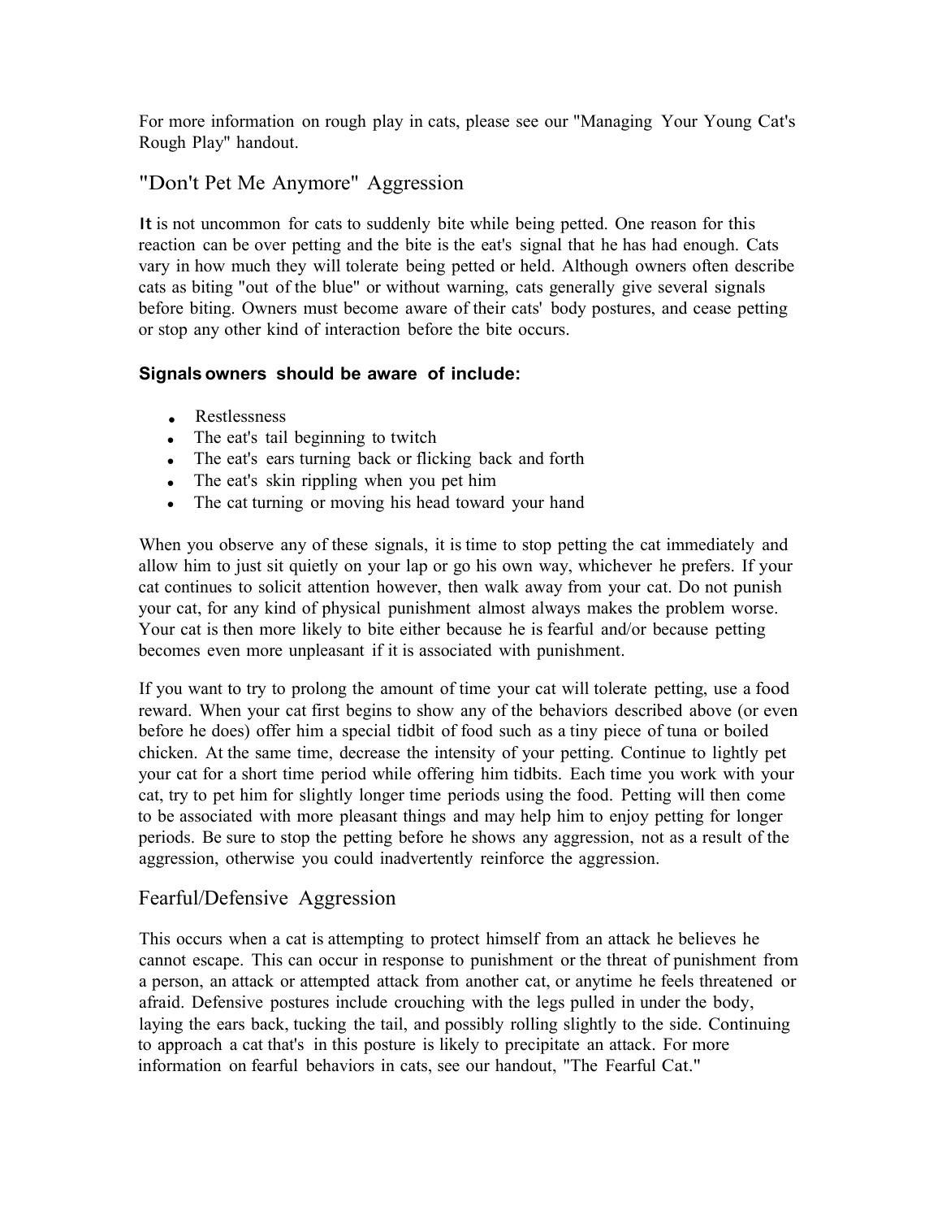For more information on rough play in cats, please see our "Managing Your Young Cat's Rough Play" handout.

## "Don't Pet Me Anymore" Aggression

It is not uncommon for cats to suddenly bite while being petted. One reason for this reaction can be over petting and the bite is the eat's signal that he has had enough. Cats vary in how much they will tolerate being petted or held. Although owners often describe cats as biting "out of the blue" or without warning, cats generally give several signals before biting. Owners must become aware of their cats' body postures, and cease petting or stop any other kind of interaction before the bite occurs.

**Signals owners should be aware of include:**

- Restlessness
- The eat's tail beginning to twitch
- The eat's ears turning back or flicking back and forth
- The eat's skin rippling when you pet him
- The cat turning or moving his head toward your hand

When you observe any of these signals, it is time to stop petting the cat immediately and allow him to just sit quietly on your lap or go his own way, whichever he prefers. If your cat continues to solicit attention however, then walk away from your cat. Do not punish your cat, for any kind of physical punishment almost always makes the problem worse. Your cat is then more likely to bite either because he is fearful and/or because petting becomes even more unpleasant if it is associated with punishment.

If you want to try to prolong the amount of time your cat will tolerate petting, use a food reward. When your cat first begins to show any of the behaviors described above (or even before he does) offer him a special tidbit of food such as a tiny piece of tuna or boiled chicken. At the same time, decrease the intensity of your petting. Continue to lightly pet your cat for a short time period while offering him tidbits. Each time you work with your cat, try to pet him for slightly longer time periods using the food. Petting will then come to be associated with more pleasant things and may help him to enjoy petting for longer periods. Be sure to stop the petting before he shows any aggression, not as a result of the aggression, otherwise you could inadvertently reinforce the aggression.

## Fearful/Defensive Aggression

This occurs when a cat is attempting to protect himself from an attack he believes he cannot escape. This can occur in response to punishment or the threat of punishment from a person, an attack or attempted attack from another cat, or anytime he feels threatened or afraid. Defensive postures include crouching with the legs pulled in under the body, laying the ears back, tucking the tail, and possibly rolling slightly to the side. Continuing to approach a cat that's in this posture is likely to precipitate an attack. For more information on fearful behaviors in cats, see our handout, "The Fearful Cat."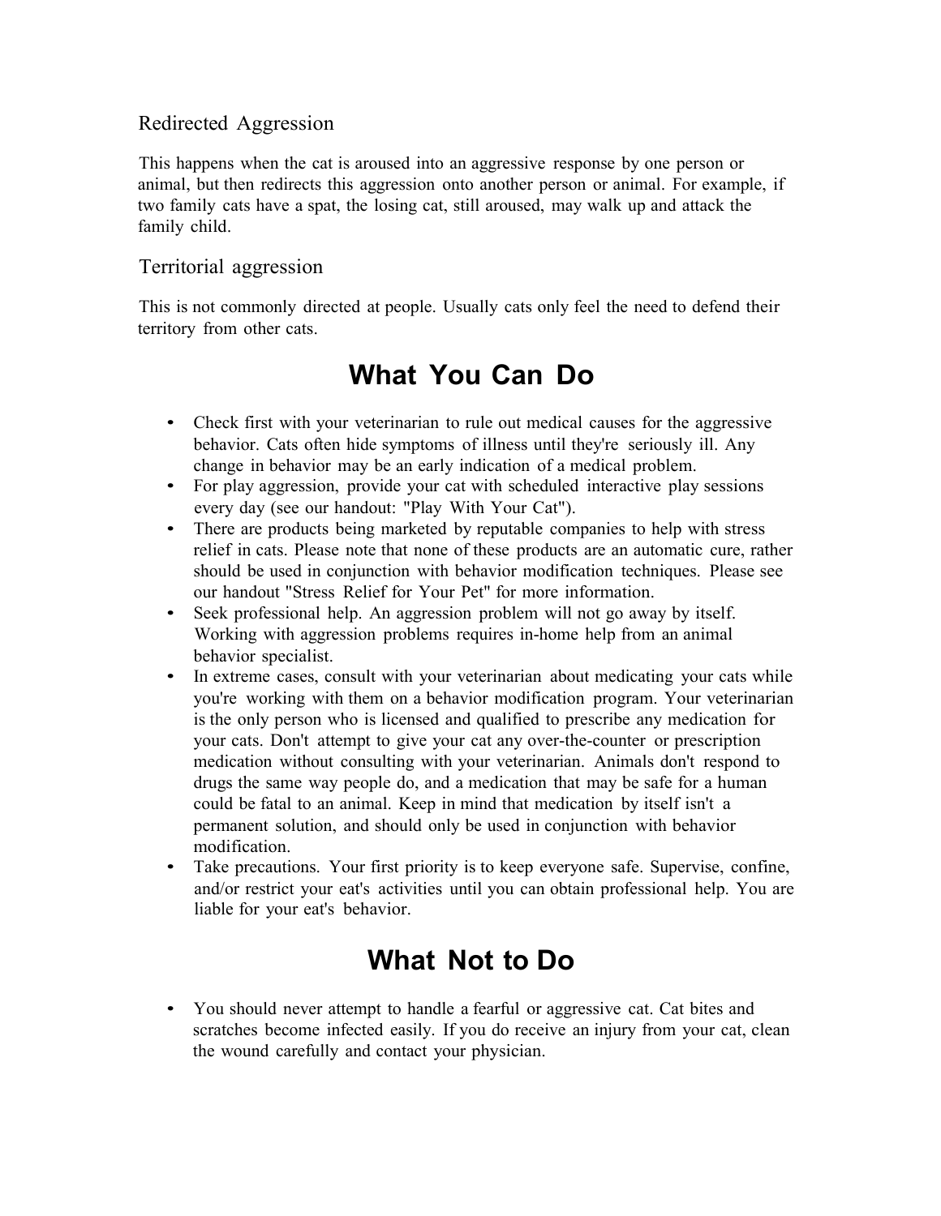### Redirected Aggression

This happens when the cat is aroused into an aggressive response by one person or animal, but then redirects this aggression onto another person or animal. For example, if two family cats have a spat, the losing cat, still aroused, may walk up and attack the family child.

### Territorial aggression

This is not commonly directed at people. Usually cats only feel the need to defend their territory from other cats.

## What You Can Do

- Check first with your veterinarian to rule out medical causes for the aggressive behavior. Cats often hide symptoms of illness until they're seriously ill. Any change in behavior may be an early indication of a medical problem.
- For play aggression, provide your cat with scheduled interactive play sessions every day (see our handout: "Play With Your Cat").
- There are products being marketed by reputable companies to help with stress relief in cats. Please note that none of these products are an automatic cure, rather should be used in conjunction with behavior modification techniques. Please see our handout "Stress Relief for Your Pet" for more information.
- Seek professional help. An aggression problem will not go away by itself. Working with aggression problems requires in-home help from an animal behavior specialist.
- In extreme cases, consult with your veterinarian about medicating your cats while you're working with them on a behavior modification program. Your veterinarian is the only person who is licensed and qualified to prescribe any medication for your cats. Don't attempt to give your cat any over-the-counter or prescription medication without consulting with your veterinarian. Animals don't respond to drugs the same way people do, and a medication that may be safe for a human could be fatal to an animal. Keep in mind that medication by itself isn't a permanent solution, and should only be used in conjunction with behavior modification.
- Take precautions. Your first priority is to keep everyone safe. Supervise, confine, and/or restrict your eat's activities until you can obtain professional help. You are liable for your eat's behavior.

## What Not to Do

- You should never attempt to handle a fearful or aggressive cat. Cat bites and scratches become infected easily. If you do receive an injury from your cat, clean the wound carefully and contact your physician.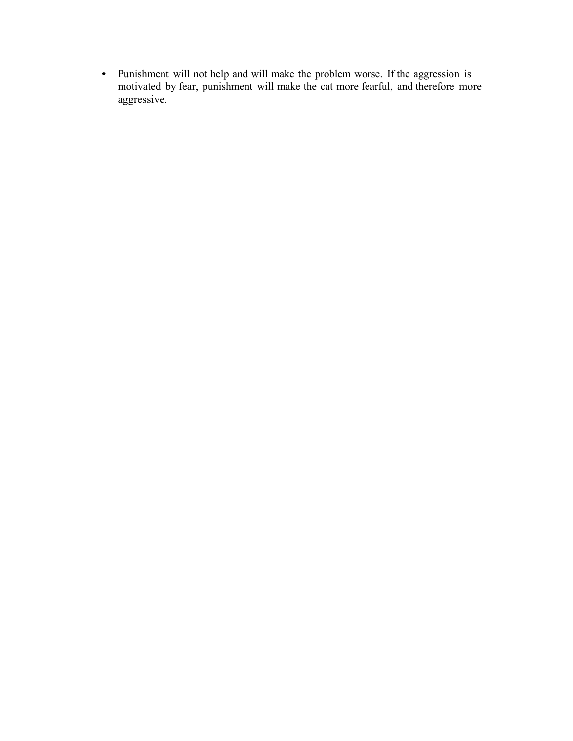- Punishment will not help and will make the problem worse. If the aggression is motivated by fear, punishment will make the cat more fearful, and therefore more aggressive.